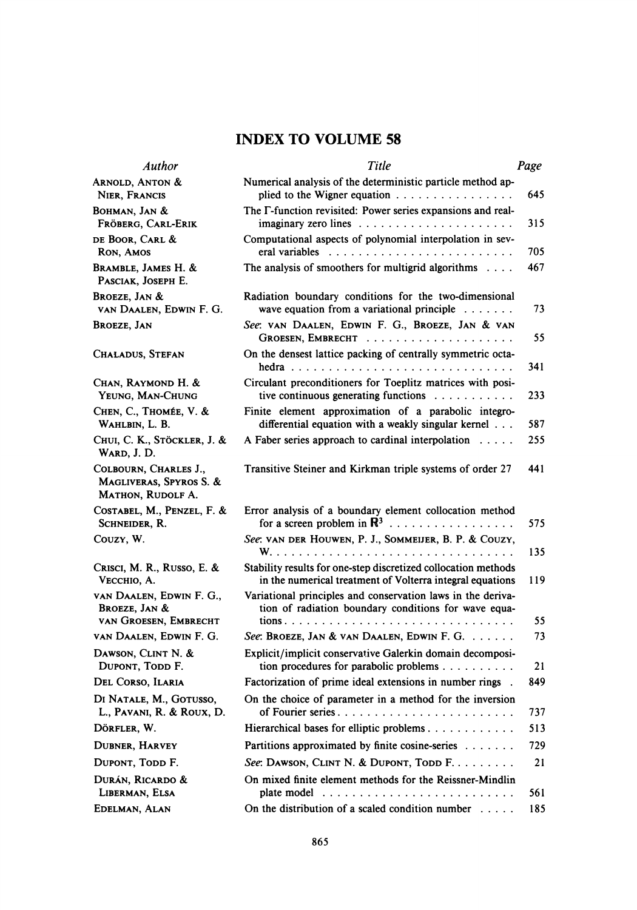# INDEX TO VOLUME 58

| *Author* | *Title* | *Page* |
|---|---|---|
| Arnold, Anton & Nier, Francis | Numerical analysis of the deterministic particle method applied to the Wigner equation | 645 |
| Bohman, Jan & Fröberg, Carl-Erik | The Γ-function revisited: Power series expansions and real-imaginary zero lines | 315 |
| de Boor, Carl & Ron, Amos | Computational aspects of polynomial interpolation in several variables | 705 |
| Bramble, James H. & Pasciak, Joseph E. | The analysis of smoothers for multigrid algorithms | 467 |
| Broeze, Jan & van Daalen, Edwin F. G. | Radiation boundary conditions for the two-dimensional wave equation from a variational principle | 73 |
| Broeze, Jan | *See*: van Daalen, Edwin F. G., Broeze, Jan & van Groesen, Embrecht | 55 |
| Chaładus, Stefan | On the densest lattice packing of centrally symmetric octahedra | 341 |
| Chan, Raymond H. & Yeung, Man-Chung | Circulant preconditioners for Toeplitz matrices with positive continuous generating functions | 233 |
| Chen, C., Thomée, V. & Wahlbin, L. B. | Finite element approximation of a parabolic integro-differential equation with a weakly singular kernel | 587 |
| Chui, C. K., Stöckler, J. & Ward, J. D. | A Faber series approach to cardinal interpolation | 255 |
| Colbourn, Charles J., Magliveras, Spyros S. & Mathon, Rudolf A. | Transitive Steiner and Kirkman triple systems of order 27 | 441 |
| Costabel, M., Penzel, F. & Schneider, R. | Error analysis of a boundary element collocation method for a screen problem in $\mathbb{R}^3$ | 575 |
| Couzy, W. | *See*: van der Houwen, P. J., Sommeijer, B. P. & Couzy, W. | 135 |
| Crisci, M. R., Russo, E. & Vecchio, A. | Stability results for one-step discretized collocation methods in the numerical treatment of Volterra integral equations | 119 |
| van Daalen, Edwin F. G., Broeze, Jan & van Groesen, Embrecht | Variational principles and conservation laws in the derivation of radiation boundary conditions for wave equations | 55 |
| van Daalen, Edwin F. G. | *See*: Broeze, Jan & van Daalen, Edwin F. G. | 73 |
| Dawson, Clint N. & Dupont, Todd F. | Explicit/implicit conservative Galerkin domain decomposition procedures for parabolic problems | 21 |
| Del Corso, Ilaria | Factorization of prime ideal extensions in number rings | 849 |
| Di Natale, M., Gotusso, L., Pavani, R. & Roux, D. | On the choice of parameter in a method for the inversion of Fourier series | 737 |
| Dörfler, W. | Hierarchical bases for elliptic problems | 513 |
| Dubner, Harvey | Partitions approximated by finite cosine-series | 729 |
| Dupont, Todd F. | *See*: Dawson, Clint N. & Dupont, Todd F. | 21 |
| Durán, Ricardo & Liberman, Elsa | On mixed finite element methods for the Reissner-Mindlin plate model | 561 |
| Edelman, Alan | On the distribution of a scaled condition number | 185 |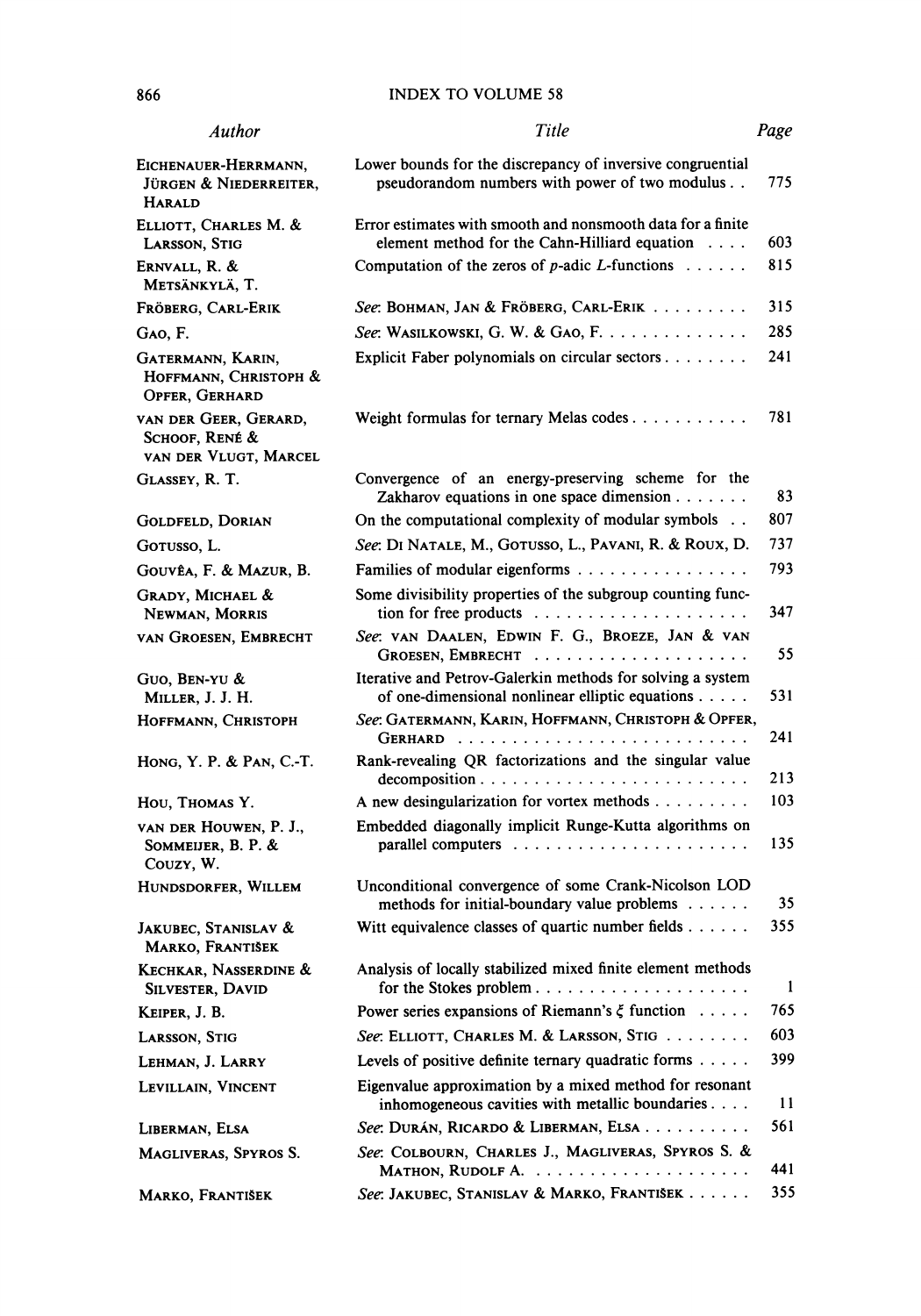| Author | Title | Page |
|---|---|---|
| Eichenauer-Herrmann, Jürgen & Niederreiter, Harald | Lower bounds for the discrepancy of inversive congruential pseudorandom numbers with power of two modulus | 775 |
| Elliott, Charles M. & Larsson, Stig | Error estimates with smooth and nonsmooth data for a finite element method for the Cahn-Hilliard equation | 603 |
| Ernvall, R. & Metsänkylä, T. | Computation of the zeros of $p$-adic $L$-functions | 815 |
| Fröberg, Carl-Erik | *See*: Bohman, Jan & Fröberg, Carl-Erik | 315 |
| Gao, F. | *See*: Wasilkowski, G. W. & Gao, F. | 285 |
| Gatermann, Karin, Hoffmann, Christoph & Opfer, Gerhard | Explicit Faber polynomials on circular sectors | 241 |
| van der Geer, Gerard, Schoof, René & van der Vlugt, Marcel | Weight formulas for ternary Melas codes | 781 |
| Glassey, R. T. | Convergence of an energy-preserving scheme for the Zakharov equations in one space dimension | 83 |
| Goldfeld, Dorian | On the computational complexity of modular symbols | 807 |
| Gotusso, L. | *See*: Di Natale, M., Gotusso, L., Pavani, R. & Roux, D. | 737 |
| Gouvêa, F. & Mazur, B. | Families of modular eigenforms | 793 |
| Grady, Michael & Newman, Morris | Some divisibility properties of the subgroup counting function for free products | 347 |
| van Groesen, Embrecht | *See*: van Daalen, Edwin F. G., Broeze, Jan & van Groesen, Embrecht | 55 |
| Guo, Ben-yu & Miller, J. J. H. | Iterative and Petrov-Galerkin methods for solving a system of one-dimensional nonlinear elliptic equations | 531 |
| Hoffmann, Christoph | *See*: Gatermann, Karin, Hoffmann, Christoph & Opfer, Gerhard | 241 |
| Hong, Y. P. & Pan, C.-T. | Rank-revealing QR factorizations and the singular value decomposition | 213 |
| Hou, Thomas Y. | A new desingularization for vortex methods | 103 |
| van der Houwen, P. J., Sommeijer, B. P. & Couzy, W. | Embedded diagonally implicit Runge-Kutta algorithms on parallel computers | 135 |
| Hundsdorfer, Willem | Unconditional convergence of some Crank-Nicolson LOD methods for initial-boundary value problems | 35 |
| Jakubec, Stanislav & Marko, František | Witt equivalence classes of quartic number fields | 355 |
| Kechkar, Nasserdine & Silvester, David | Analysis of locally stabilized mixed finite element methods for the Stokes problem | 1 |
| Keiper, J. B. | Power series expansions of Riemann's $\xi$ function | 765 |
| Larsson, Stig | *See*: Elliott, Charles M. & Larsson, Stig | 603 |
| Lehman, J. Larry | Levels of positive definite ternary quadratic forms | 399 |
| Levillain, Vincent | Eigenvalue approximation by a mixed method for resonant inhomogeneous cavities with metallic boundaries | 11 |
| Liberman, Elsa | *See*: Durán, Ricardo & Liberman, Elsa | 561 |
| Magliveras, Spyros S. | *See*: Colbourn, Charles J., Magliveras, Spyros S. & Mathon, Rudolf A. | 441 |
| Marko, František | *See*: Jakubec, Stanislav & Marko, František | 355 |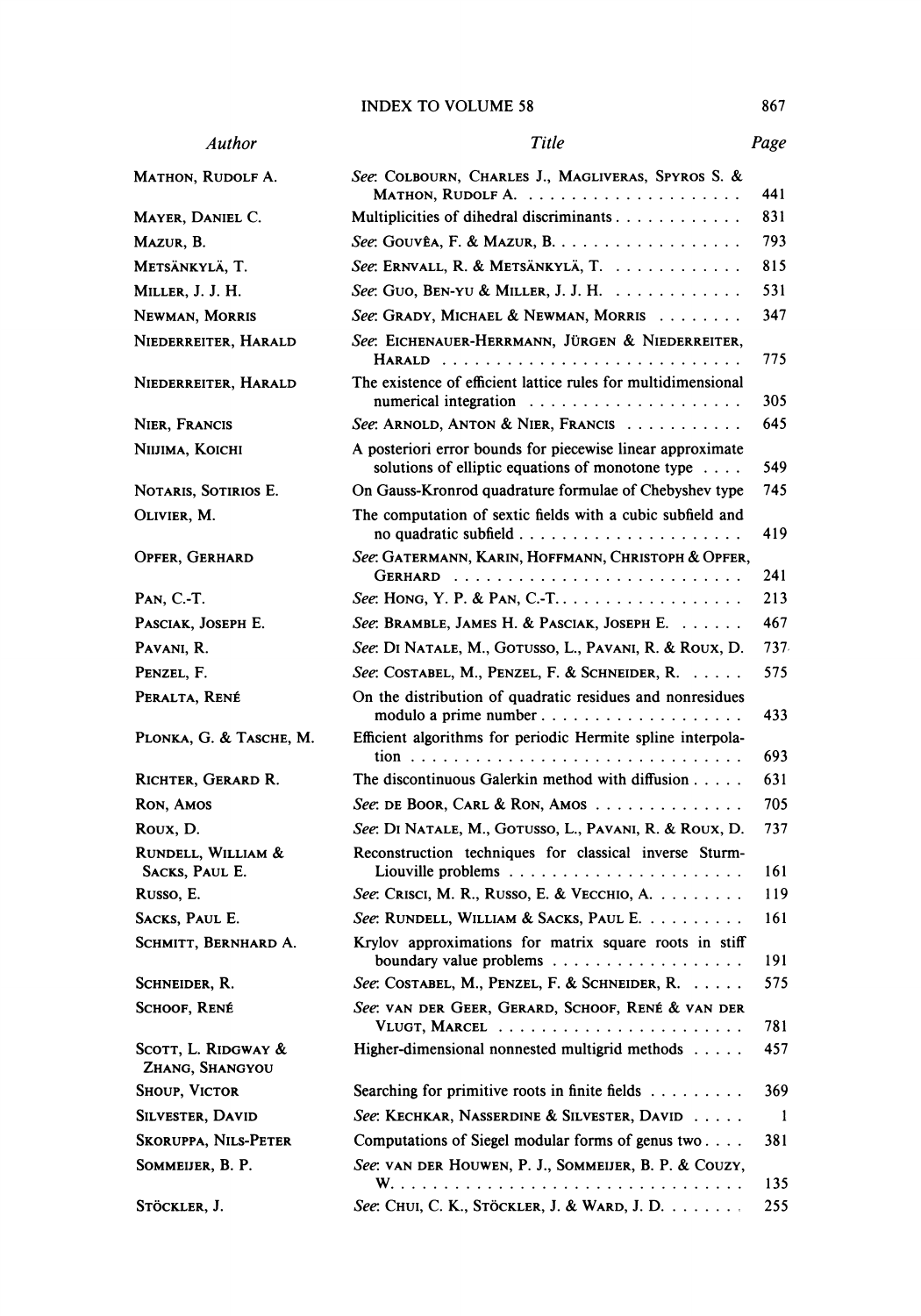| *Author* | *Title* | *Page* |
|---|---|---|
| Mathon, Rudolf A. | *See*: Colbourn, Charles J., Magliveras, Spyros S. & Mathon, Rudolf A. | 441 |
| Mayer, Daniel C. | Multiplicities of dihedral discriminants | 831 |
| Mazur, B. | *See*: Gouvêa, F. & Mazur, B. | 793 |
| Metsänkylä, T. | *See*: Ernvall, R. & Metsänkylä, T. | 815 |
| Miller, J. J. H. | *See*: Guo, Ben-yu & Miller, J. J. H. | 531 |
| Newman, Morris | *See*: Grady, Michael & Newman, Morris | 347 |
| Niederreiter, Harald | *See*: Eichenauer-Herrmann, Jürgen & Niederreiter, Harald | 775 |
| Niederreiter, Harald | The existence of efficient lattice rules for multidimensional numerical integration | 305 |
| Nier, Francis | *See*: Arnold, Anton & Nier, Francis | 645 |
| Niijima, Koichi | A posteriori error bounds for piecewise linear approximate solutions of elliptic equations of monotone type | 549 |
| Notaris, Sotirios E. | On Gauss-Kronrod quadrature formulae of Chebyshev type | 745 |
| Olivier, M. | The computation of sextic fields with a cubic subfield and no quadratic subfield | 419 |
| Opfer, Gerhard | *See*: Gatermann, Karin, Hoffmann, Christoph & Opfer, Gerhard | 241 |
| Pan, C.-T. | *See*: Hong, Y. P. & Pan, C.-T. | 213 |
| Pasciak, Joseph E. | *See*: Bramble, James H. & Pasciak, Joseph E. | 467 |
| Pavani, R. | *See*: Di Natale, M., Gotusso, L., Pavani, R. & Roux, D. | 737 |
| Penzel, F. | *See*: Costabel, M., Penzel, F. & Schneider, R. | 575 |
| Peralta, René | On the distribution of quadratic residues and nonresidues modulo a prime number | 433 |
| Plonka, G. & Tasche, M. | Efficient algorithms for periodic Hermite spline interpolation | 693 |
| Richter, Gerard R. | The discontinuous Galerkin method with diffusion | 631 |
| Ron, Amos | *See*: de Boor, Carl & Ron, Amos | 705 |
| Roux, D. | *See*: Di Natale, M., Gotusso, L., Pavani, R. & Roux, D. | 737 |
| Rundell, William & Sacks, Paul E. | Reconstruction techniques for classical inverse Sturm-Liouville problems | 161 |
| Russo, E. | *See*: Crisci, M. R., Russo, E. & Vecchio, A. | 119 |
| Sacks, Paul E. | *See*: Rundell, William & Sacks, Paul E. | 161 |
| Schmitt, Bernhard A. | Krylov approximations for matrix square roots in stiff boundary value problems | 191 |
| Schneider, R. | *See*: Costabel, M., Penzel, F. & Schneider, R. | 575 |
| Schoof, René | *See*: van der Geer, Gerard, Schoof, René & van der Vlugt, Marcel | 781 |
| Scott, L. Ridgway & Zhang, Shangyou | Higher-dimensional nonnested multigrid methods | 457 |
| Shoup, Victor | Searching for primitive roots in finite fields | 369 |
| Silvester, David | *See*: Kechkar, Nasserdine & Silvester, David | 1 |
| Skoruppa, Nils-Peter | Computations of Siegel modular forms of genus two | 381 |
| Sommeijer, B. P. | *See*: van der Houwen, P. J., Sommeijer, B. P. & Couzy, W. | 135 |
| Stöckler, J. | *See*: Chui, C. K., Stöckler, J. & Ward, J. D. | 255 |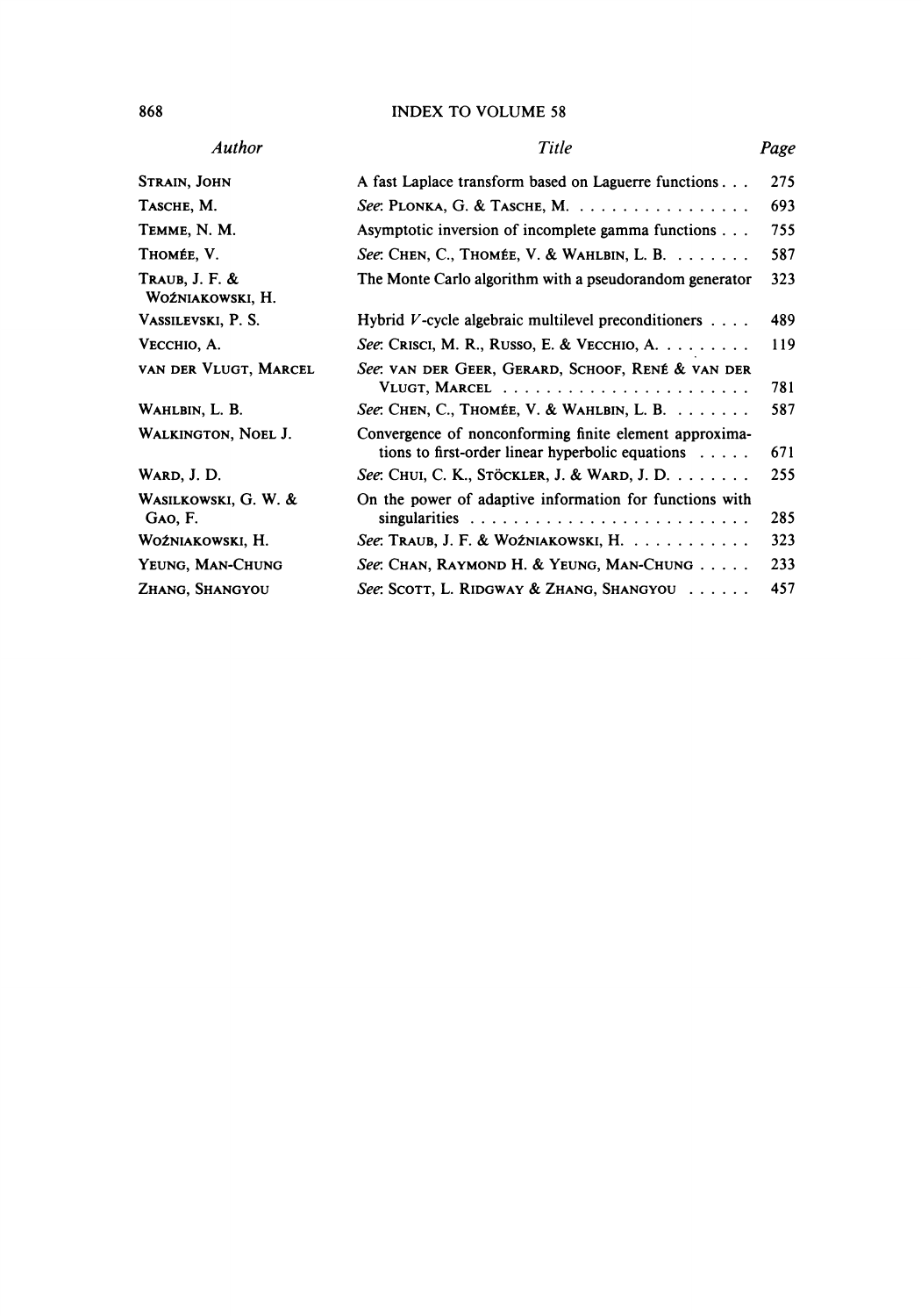| *Author* | *Title* | *Page* |
|---|---|---|
| STRAIN, JOHN | A fast Laplace transform based on Laguerre functions | 275 |
| TASCHE, M. | *See*: PLONKA, G. & TASCHE, M. | 693 |
| TEMME, N. M. | Asymptotic inversion of incomplete gamma functions | 755 |
| THOMÉE, V. | *See*: CHEN, C., THOMÉE, V. & WAHLBIN, L. B. | 587 |
| TRAUB, J. F. & WOŹNIAKOWSKI, H. | The Monte Carlo algorithm with a pseudorandom generator | 323 |
| VASSILEVSKI, P. S. | Hybrid $V$-cycle algebraic multilevel preconditioners | 489 |
| VECCHIO, A. | *See*: CRISCI, M. R., RUSSO, E. & VECCHIO, A. | 119 |
| VAN DER VLUGT, MARCEL | *See*: VAN DER GEER, GERARD, SCHOOF, RENÉ & VAN DER VLUGT, MARCEL | 781 |
| WAHLBIN, L. B. | *See*: CHEN, C., THOMÉE, V. & WAHLBIN, L. B. | 587 |
| WALKINGTON, NOEL J. | Convergence of nonconforming finite element approximations to first-order linear hyperbolic equations | 671 |
| WARD, J. D. | *See*: CHUI, C. K., STÖCKLER, J. & WARD, J. D. | 255 |
| WASILKOWSKI, G. W. & GAO, F. | On the power of adaptive information for functions with singularities | 285 |
| WOŹNIAKOWSKI, H. | *See*: TRAUB, J. F. & WOŹNIAKOWSKI, H. | 323 |
| YEUNG, MAN-CHUNG | *See*: CHAN, RAYMOND H. & YEUNG, MAN-CHUNG | 233 |
| ZHANG, SHANGYOU | *See*: SCOTT, L. RIDGWAY & ZHANG, SHANGYOU | 457 |